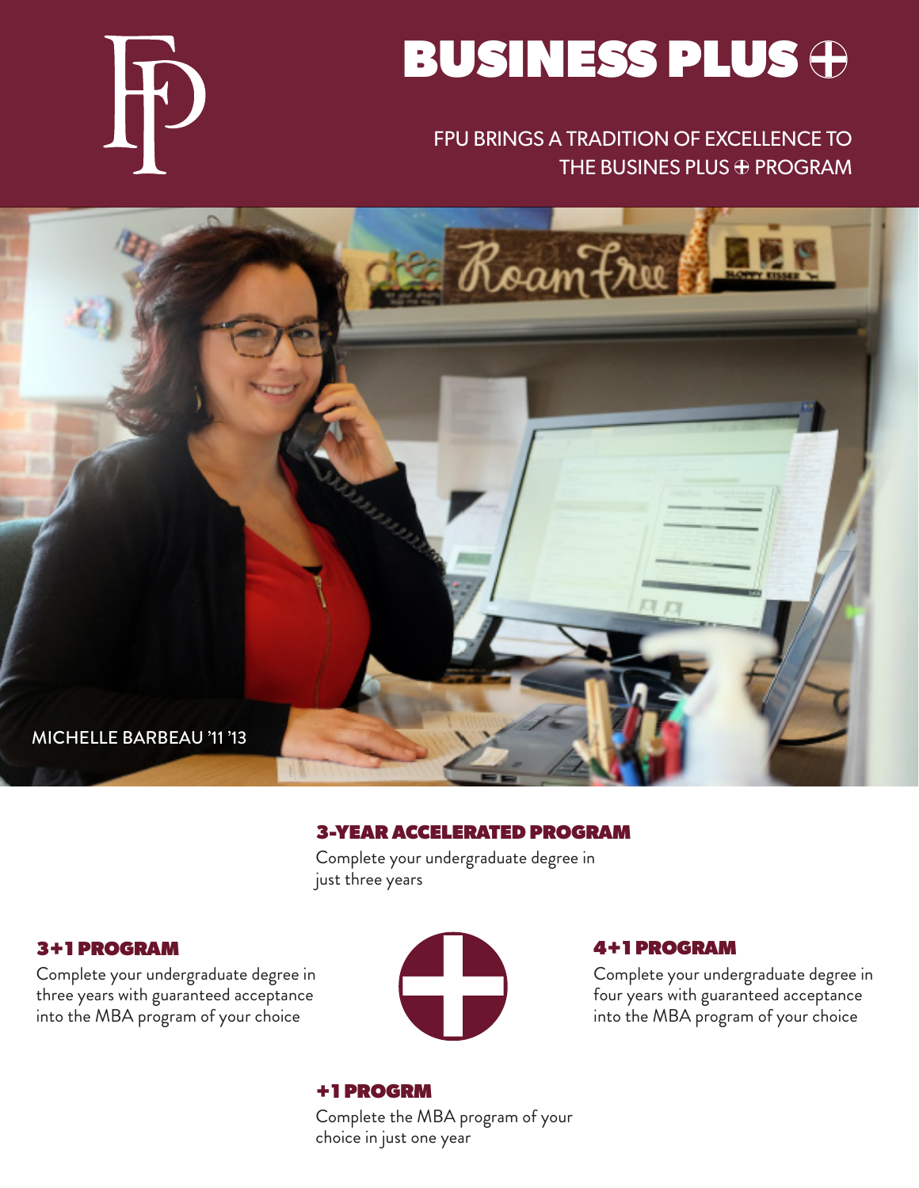# BUSINESS PLUS ⊕

FPU BRINGS A TRADITION OF EXCELLENCE TO THE BUSINES PLUS ⊕ PROGRAM

MICHELLE BARBEAU '11 '13

### 3-YEAR ACCELERATED PROGRAM

Complete your undergraduate degree in just three years

### 3+1 PROGRAM

Complete your undergraduate degree in three years with guaranteed acceptance into the MBA program of your choice

### 4+1 PROGRAM

Complete your undergraduate degree in four years with guaranteed acceptance into the MBA program of your choice

### +1 PROGRM

Complete the MBA program of your choice in just one year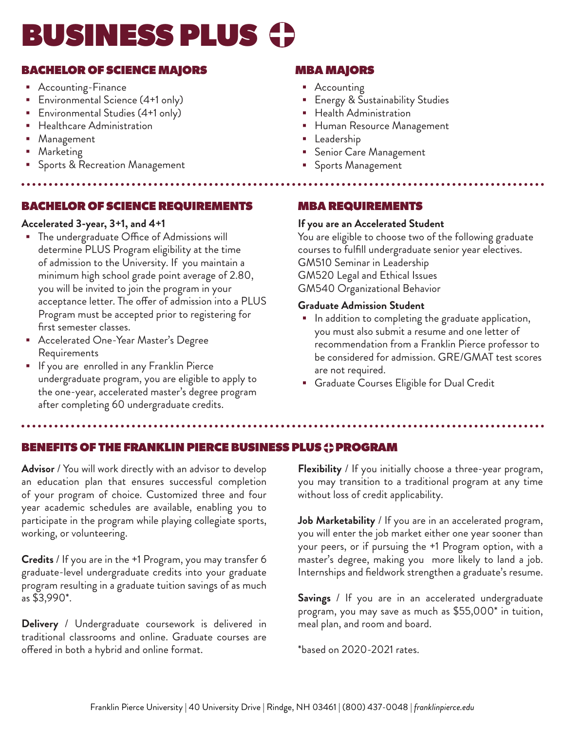# BUSINESS PLUS ⊕

## BACHELOR OF SCIENCE MAJORS

- Accounting-Finance
- Environmental Science (4+1 only)
- Environmental Studies (4+1 only)
- Healthcare Administration
- Management
- Marketing
- Sports & Recreation Management

## MBA MAJORS

- Accounting
- Energy & Sustainability Studies
- Health Administration
- Human Resource Management
- Leadership
- Senior Care Management
- Sports Management

## BACHELOR OF SCIENCE REQUIREMENTS

**Accelerated 3-year, 3+1, and 4+1**

- The undergraduate Office of Admissions will determine PLUS Program eligibility at the time of admission to the University. If you maintain a minimum high school grade point average of 2.80, you will be invited to join the program in your acceptance letter. The offer of admission into a PLUS Program must be accepted prior to registering for first semester classes.
- Accelerated One-Year Master's Degree Requirements
- If you are enrolled in any Franklin Pierce undergraduate program, you are eligible to apply to the one-year, accelerated master's degree program after completing 60 undergraduate credits.

## MBA REQUIREMENTS

**If you are an Accelerated Student**

You are eligible to choose two of the following graduate courses to fulfill undergraduate senior year electives.
GM510 Seminar in Leadership
GM520 Legal and Ethical Issues
GM540 Organizational Behavior

**Graduate Admission Student**

- In addition to completing the graduate application, you must also submit a resume and one letter of recommendation from a Franklin Pierce professor to be considered for admission. GRE/GMAT test scores are not required.
- Graduate Courses Eligible for Dual Credit

## BENEFITS OF THE FRANKLIN PIERCE BUSINESS PLUS ⊕ PROGRAM

**Advisor** / You will work directly with an advisor to develop an education plan that ensures successful completion of your program of choice. Customized three and four year academic schedules are available, enabling you to participate in the program while playing collegiate sports, working, or volunteering.

**Credits** / If you are in the +1 Program, you may transfer 6 graduate-level undergraduate credits into your graduate program resulting in a graduate tuition savings of as much as $3,990*.

**Delivery** / Undergraduate coursework is delivered in traditional classrooms and online. Graduate courses are offered in both a hybrid and online format.

**Flexibility** / If you initially choose a three-year program, you may transition to a traditional program at any time without loss of credit applicability.

**Job Marketability** / If you are in an accelerated program, you will enter the job market either one year sooner than your peers, or if pursuing the +1 Program option, with a master's degree, making you more likely to land a job. Internships and fieldwork strengthen a graduate's resume.

**Savings** / If you are in an accelerated undergraduate program, you may save as much as $55,000* in tuition, meal plan, and room and board.

*based on 2020-2021 rates.

Franklin Pierce University | 40 University Drive | Rindge, NH 03461 | (800) 437-0048 | *franklinpierce.edu*